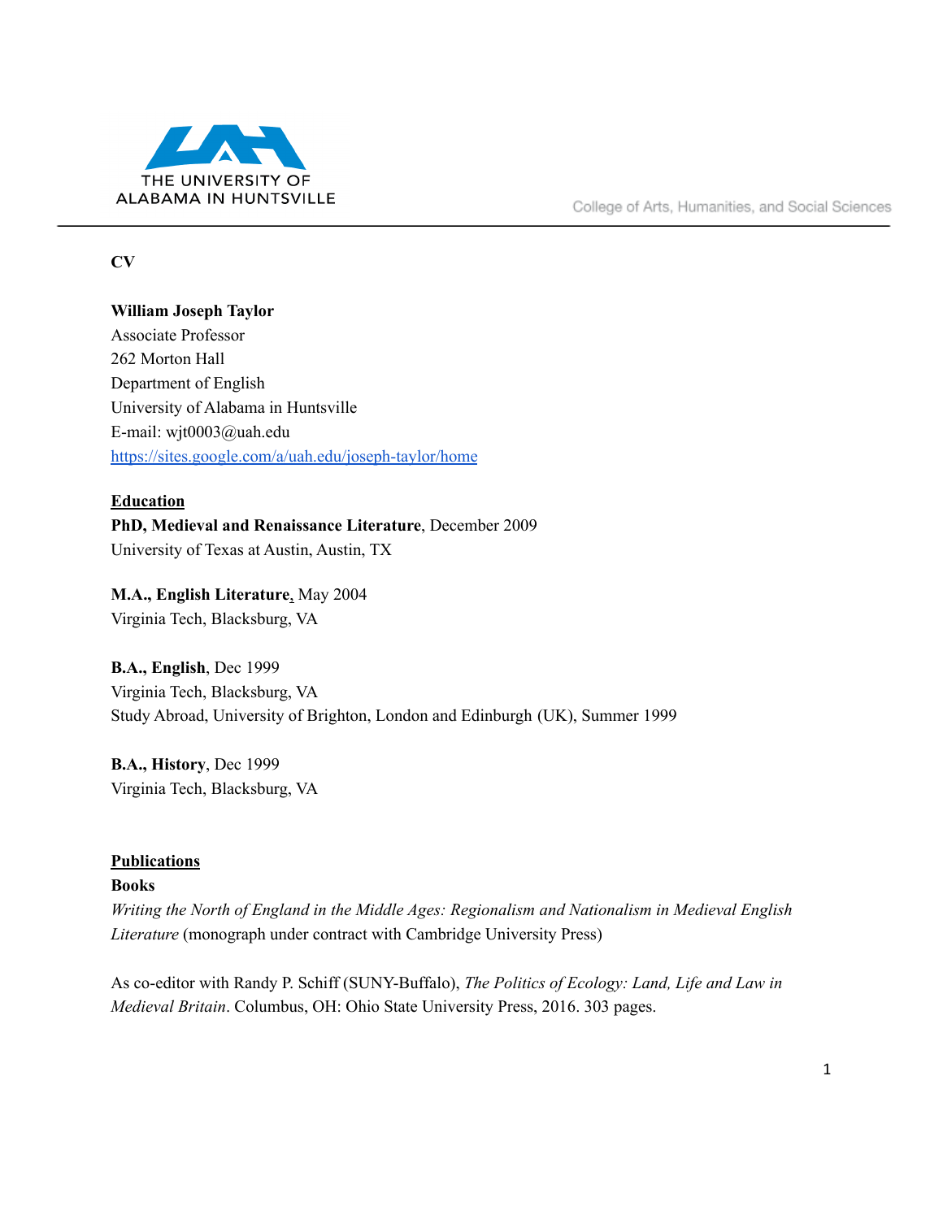THE UNIVERSITY OF ALABAMA IN HUNTSVILLE

College of Arts, Humanities, and Social Sciences

**CV**

**William Joseph Taylor**
Associate Professor
262 Morton Hall
Department of English
University of Alabama in Huntsville
E-mail: wjt0003@uah.edu
https://sites.google.com/a/uah.edu/joseph-taylor/home

## Education

**PhD, Medieval and Renaissance Literature**, December 2009
University of Texas at Austin, Austin, TX

**M.A., English Literature**, May 2004
Virginia Tech, Blacksburg, VA

**B.A., English**, Dec 1999
Virginia Tech, Blacksburg, VA
Study Abroad, University of Brighton, London and Edinburgh (UK), Summer 1999

**B.A., History**, Dec 1999
Virginia Tech, Blacksburg, VA

## Publications

### Books

*Writing the North of England in the Middle Ages: Regionalism and Nationalism in Medieval English Literature* (monograph under contract with Cambridge University Press)

As co-editor with Randy P. Schiff (SUNY-Buffalo), *The Politics of Ecology: Land, Life and Law in Medieval Britain*. Columbus, OH: Ohio State University Press, 2016. 303 pages.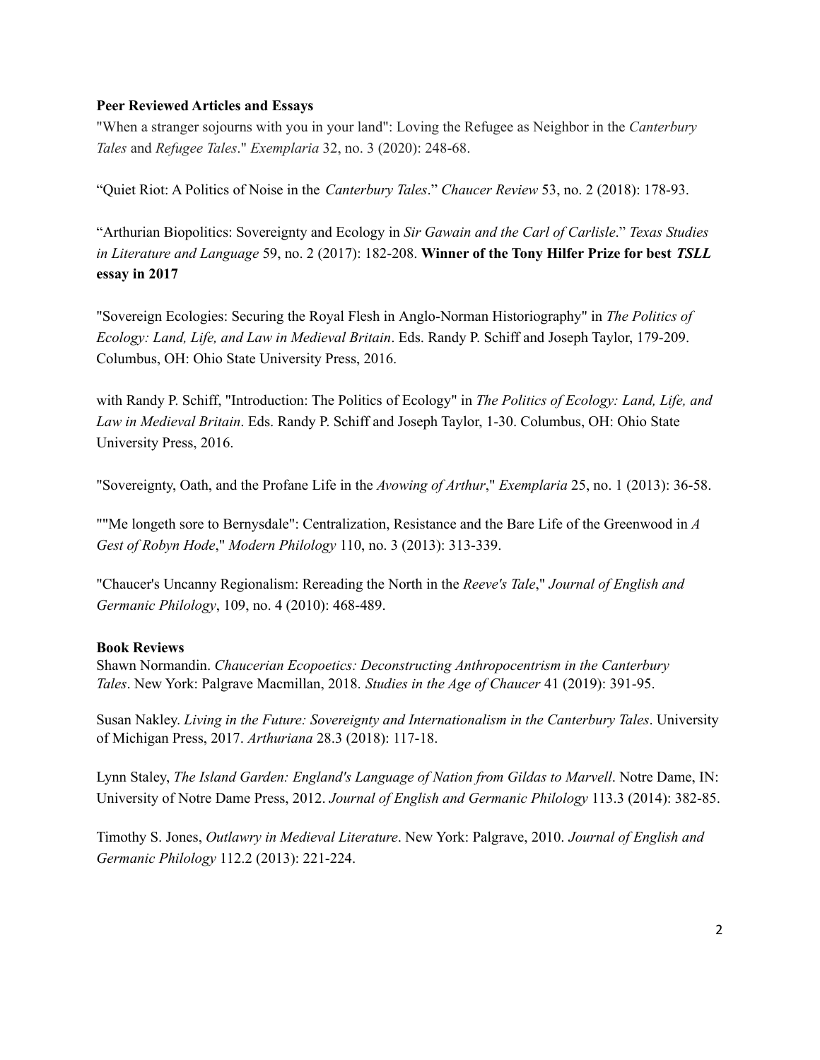**Peer Reviewed Articles and Essays**

"When a stranger sojourns with you in your land": Loving the Refugee as Neighbor in the *Canterbury Tales* and *Refugee Tales*." *Exemplaria* 32, no. 3 (2020): 248-68.

"Quiet Riot: A Politics of Noise in the *Canterbury Tales*." *Chaucer Review* 53, no. 2 (2018): 178-93.

"Arthurian Biopolitics: Sovereignty and Ecology in *Sir Gawain and the Carl of Carlisle*." *Texas Studies in Literature and Language* 59, no. 2 (2017): 182-208. **Winner of the Tony Hilfer Prize for best *TSLL* essay in 2017**

"Sovereign Ecologies: Securing the Royal Flesh in Anglo-Norman Historiography" in *The Politics of Ecology: Land, Life, and Law in Medieval Britain*. Eds. Randy P. Schiff and Joseph Taylor, 179-209. Columbus, OH: Ohio State University Press, 2016.

with Randy P. Schiff, "Introduction: The Politics of Ecology" in *The Politics of Ecology: Land, Life, and Law in Medieval Britain*. Eds. Randy P. Schiff and Joseph Taylor, 1-30. Columbus, OH: Ohio State University Press, 2016.

"Sovereignty, Oath, and the Profane Life in the *Avowing of Arthur*," *Exemplaria* 25, no. 1 (2013): 36-58.

""Me longeth sore to Bernysdale": Centralization, Resistance and the Bare Life of the Greenwood in *A Gest of Robyn Hode*," *Modern Philology* 110, no. 3 (2013): 313-339.

"Chaucer's Uncanny Regionalism: Rereading the North in the *Reeve's Tale*," *Journal of English and Germanic Philology*, 109, no. 4 (2010): 468-489.

**Book Reviews**

Shawn Normandin. *Chaucerian Ecopoetics: Deconstructing Anthropocentrism in the Canterbury Tales*. New York: Palgrave Macmillan, 2018. *Studies in the Age of Chaucer* 41 (2019): 391-95.

Susan Nakley. *Living in the Future: Sovereignty and Internationalism in the Canterbury Tales*. University of Michigan Press, 2017. *Arthuriana* 28.3 (2018): 117-18.

Lynn Staley, *The Island Garden: England's Language of Nation from Gildas to Marvell*. Notre Dame, IN: University of Notre Dame Press, 2012. *Journal of English and Germanic Philology* 113.3 (2014): 382-85.

Timothy S. Jones, *Outlawry in Medieval Literature*. New York: Palgrave, 2010. *Journal of English and Germanic Philology* 112.2 (2013): 221-224.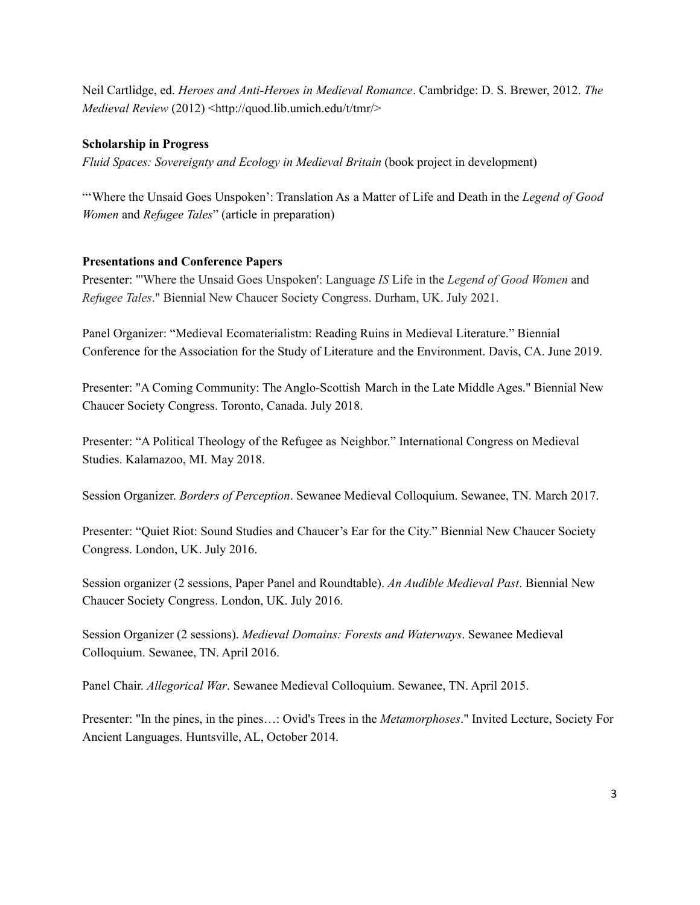Neil Cartlidge, ed. *Heroes and Anti-Heroes in Medieval Romance*. Cambridge: D. S. Brewer, 2012. *The Medieval Review* (2012) <http://quod.lib.umich.edu/t/tmr/>

**Scholarship in Progress**

*Fluid Spaces: Sovereignty and Ecology in Medieval Britain* (book project in development)

"'Where the Unsaid Goes Unspoken': Translation As a Matter of Life and Death in the *Legend of Good Women* and *Refugee Tales*" (article in preparation)

**Presentations and Conference Papers**

Presenter: "'Where the Unsaid Goes Unspoken': Language *IS* Life in the *Legend of Good Women* and *Refugee Tales*." Biennial New Chaucer Society Congress. Durham, UK. July 2021.

Panel Organizer: "Medieval Ecomaterialistm: Reading Ruins in Medieval Literature." Biennial Conference for the Association for the Study of Literature and the Environment. Davis, CA. June 2019.

Presenter: "A Coming Community: The Anglo-Scottish March in the Late Middle Ages." Biennial New Chaucer Society Congress. Toronto, Canada. July 2018.

Presenter: "A Political Theology of the Refugee as Neighbor." International Congress on Medieval Studies. Kalamazoo, MI. May 2018.

Session Organizer. *Borders of Perception*. Sewanee Medieval Colloquium. Sewanee, TN. March 2017.

Presenter: "Quiet Riot: Sound Studies and Chaucer's Ear for the City." Biennial New Chaucer Society Congress. London, UK. July 2016.

Session organizer (2 sessions, Paper Panel and Roundtable). *An Audible Medieval Past*. Biennial New Chaucer Society Congress. London, UK. July 2016.

Session Organizer (2 sessions). *Medieval Domains: Forests and Waterways*. Sewanee Medieval Colloquium. Sewanee, TN. April 2016.

Panel Chair. *Allegorical War*. Sewanee Medieval Colloquium. Sewanee, TN. April 2015.

Presenter: "In the pines, in the pines…: Ovid's Trees in the *Metamorphoses*." Invited Lecture, Society For Ancient Languages. Huntsville, AL, October 2014.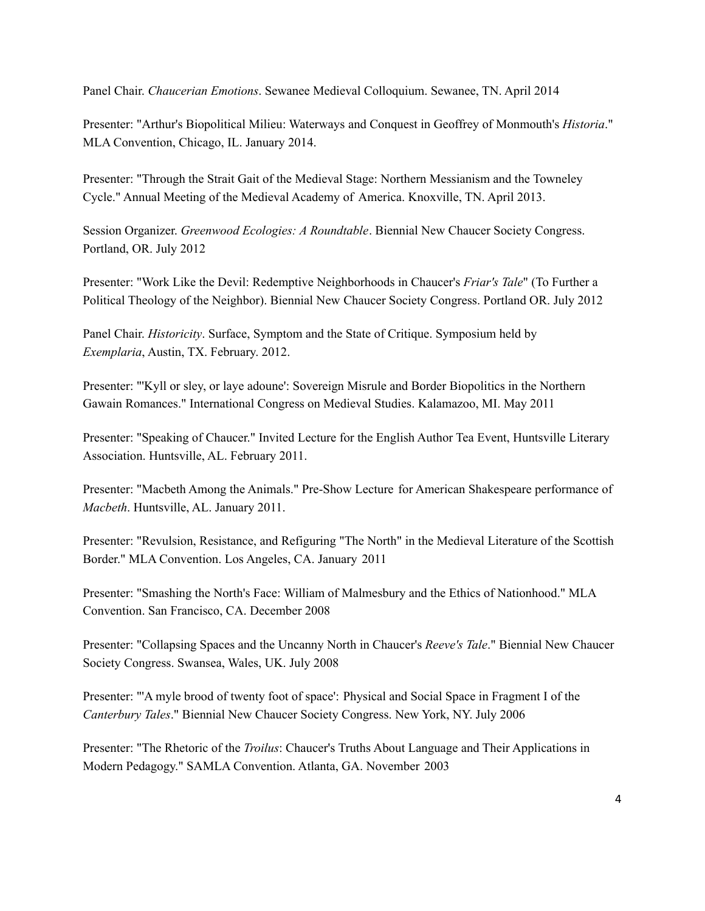Panel Chair. *Chaucerian Emotions*. Sewanee Medieval Colloquium. Sewanee, TN. April 2014

Presenter: "Arthur's Biopolitical Milieu: Waterways and Conquest in Geoffrey of Monmouth's *Historia*." MLA Convention, Chicago, IL. January 2014.

Presenter: "Through the Strait Gait of the Medieval Stage: Northern Messianism and the Towneley Cycle." Annual Meeting of the Medieval Academy of America. Knoxville, TN. April 2013.

Session Organizer. *Greenwood Ecologies: A Roundtable*. Biennial New Chaucer Society Congress. Portland, OR. July 2012

Presenter: "Work Like the Devil: Redemptive Neighborhoods in Chaucer's *Friar's Tale*" (To Further a Political Theology of the Neighbor). Biennial New Chaucer Society Congress. Portland OR. July 2012

Panel Chair. *Historicity*. Surface, Symptom and the State of Critique. Symposium held by *Exemplaria*, Austin, TX. February. 2012.

Presenter: "'Kyll or sley, or laye adoune': Sovereign Misrule and Border Biopolitics in the Northern Gawain Romances." International Congress on Medieval Studies. Kalamazoo, MI. May 2011

Presenter: "Speaking of Chaucer." Invited Lecture for the English Author Tea Event, Huntsville Literary Association. Huntsville, AL. February 2011.

Presenter: "Macbeth Among the Animals." Pre-Show Lecture for American Shakespeare performance of *Macbeth*. Huntsville, AL. January 2011.

Presenter: "Revulsion, Resistance, and Refiguring "The North" in the Medieval Literature of the Scottish Border." MLA Convention. Los Angeles, CA. January 2011

Presenter: "Smashing the North's Face: William of Malmesbury and the Ethics of Nationhood." MLA Convention. San Francisco, CA. December 2008

Presenter: "Collapsing Spaces and the Uncanny North in Chaucer's *Reeve's Tale*." Biennial New Chaucer Society Congress. Swansea, Wales, UK. July 2008

Presenter: "'A myle brood of twenty foot of space': Physical and Social Space in Fragment I of the *Canterbury Tales*." Biennial New Chaucer Society Congress. New York, NY. July 2006

Presenter: "The Rhetoric of the *Troilus*: Chaucer's Truths About Language and Their Applications in Modern Pedagogy." SAMLA Convention. Atlanta, GA. November 2003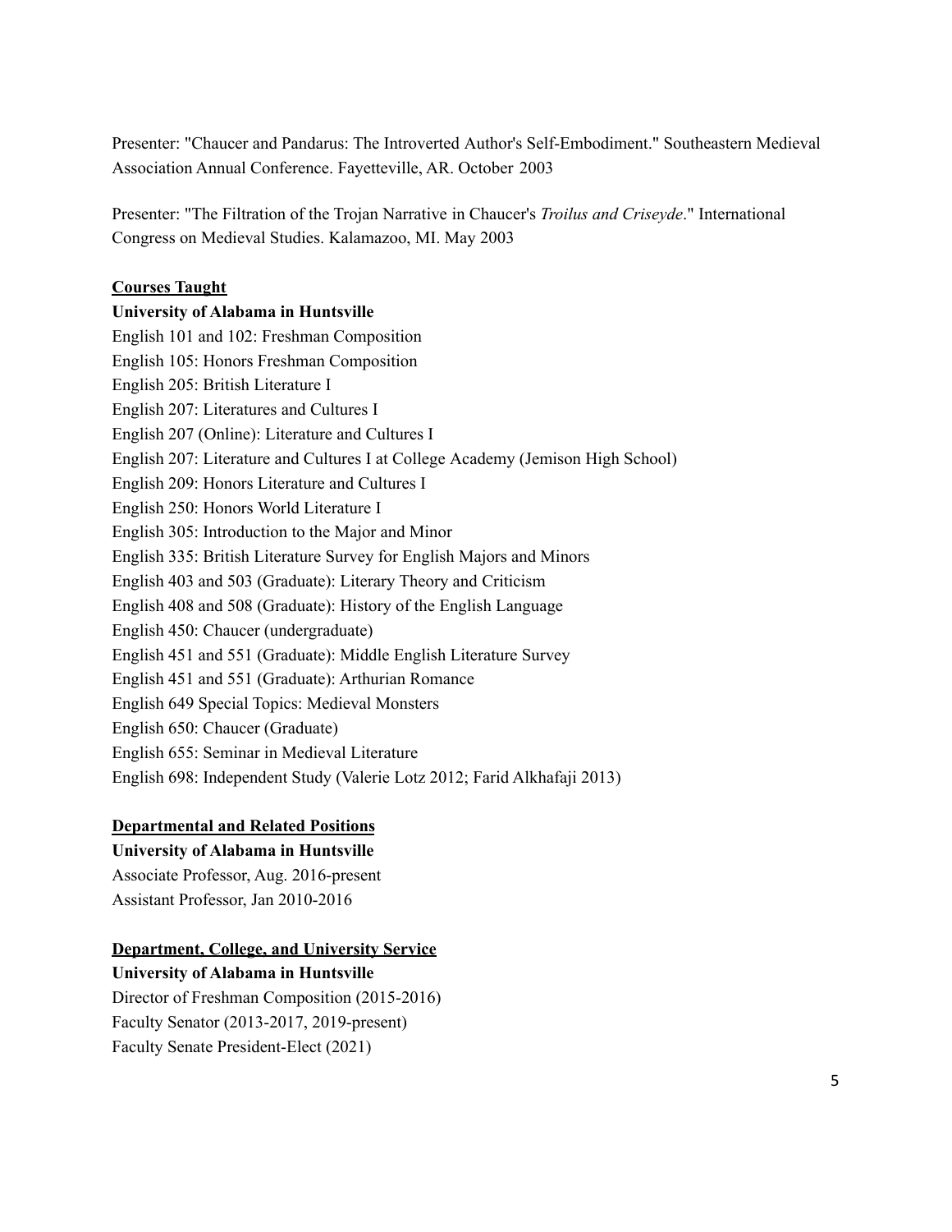Presenter: "Chaucer and Pandarus: The Introverted Author's Self-Embodiment." Southeastern Medieval Association Annual Conference. Fayetteville, AR. October 2003

Presenter: "The Filtration of the Trojan Narrative in Chaucer's *Troilus and Criseyde*." International Congress on Medieval Studies. Kalamazoo, MI. May 2003

## Courses Taught

**University of Alabama in Huntsville**

English 101 and 102: Freshman Composition
English 105: Honors Freshman Composition
English 205: British Literature I
English 207: Literatures and Cultures I
English 207 (Online): Literature and Cultures I
English 207: Literature and Cultures I at College Academy (Jemison High School)
English 209: Honors Literature and Cultures I
English 250: Honors World Literature I
English 305: Introduction to the Major and Minor
English 335: British Literature Survey for English Majors and Minors
English 403 and 503 (Graduate): Literary Theory and Criticism
English 408 and 508 (Graduate): History of the English Language
English 450: Chaucer (undergraduate)
English 451 and 551 (Graduate): Middle English Literature Survey
English 451 and 551 (Graduate): Arthurian Romance
English 649 Special Topics: Medieval Monsters
English 650: Chaucer (Graduate)
English 655: Seminar in Medieval Literature
English 698: Independent Study (Valerie Lotz 2012; Farid Alkhafaji 2013)

## Departmental and Related Positions

**University of Alabama in Huntsville**

Associate Professor, Aug. 2016-present
Assistant Professor, Jan 2010-2016

## Department, College, and University Service

**University of Alabama in Huntsville**

Director of Freshman Composition (2015-2016)
Faculty Senator (2013-2017, 2019-present)
Faculty Senate President-Elect (2021)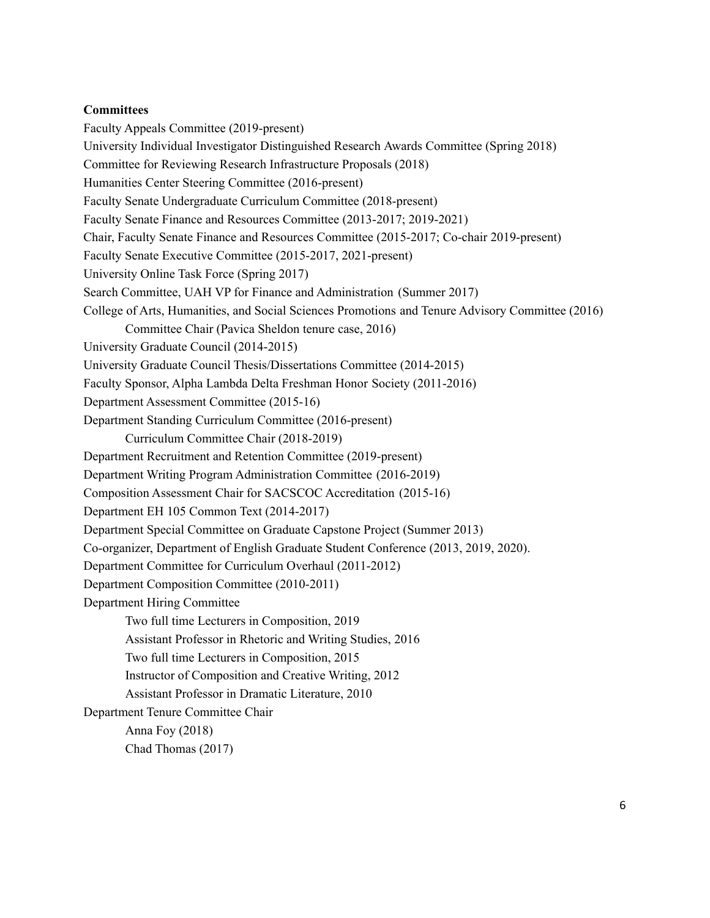**Committees**

Faculty Appeals Committee (2019-present)

University Individual Investigator Distinguished Research Awards Committee (Spring 2018)

Committee for Reviewing Research Infrastructure Proposals (2018)

Humanities Center Steering Committee (2016-present)

Faculty Senate Undergraduate Curriculum Committee (2018-present)

Faculty Senate Finance and Resources Committee (2013-2017; 2019-2021)

Chair, Faculty Senate Finance and Resources Committee (2015-2017; Co-chair 2019-present)

Faculty Senate Executive Committee (2015-2017, 2021-present)

University Online Task Force (Spring 2017)

Search Committee, UAH VP for Finance and Administration (Summer 2017)

College of Arts, Humanities, and Social Sciences Promotions and Tenure Advisory Committee (2016)

- Committee Chair (Pavica Sheldon tenure case, 2016)

University Graduate Council (2014-2015)

University Graduate Council Thesis/Dissertations Committee (2014-2015)

Faculty Sponsor, Alpha Lambda Delta Freshman Honor Society (2011-2016)

Department Assessment Committee (2015-16)

Department Standing Curriculum Committee (2016-present)

- Curriculum Committee Chair (2018-2019)

Department Recruitment and Retention Committee (2019-present)

Department Writing Program Administration Committee (2016-2019)

Composition Assessment Chair for SACSCOC Accreditation (2015-16)

Department EH 105 Common Text (2014-2017)

Department Special Committee on Graduate Capstone Project (Summer 2013)

Co-organizer, Department of English Graduate Student Conference (2013, 2019, 2020).

Department Committee for Curriculum Overhaul (2011-2012)

Department Composition Committee (2010-2011)

Department Hiring Committee

- Two full time Lecturers in Composition, 2019
- Assistant Professor in Rhetoric and Writing Studies, 2016
- Two full time Lecturers in Composition, 2015
- Instructor of Composition and Creative Writing, 2012
- Assistant Professor in Dramatic Literature, 2010

Department Tenure Committee Chair

- Anna Foy (2018)
- Chad Thomas (2017)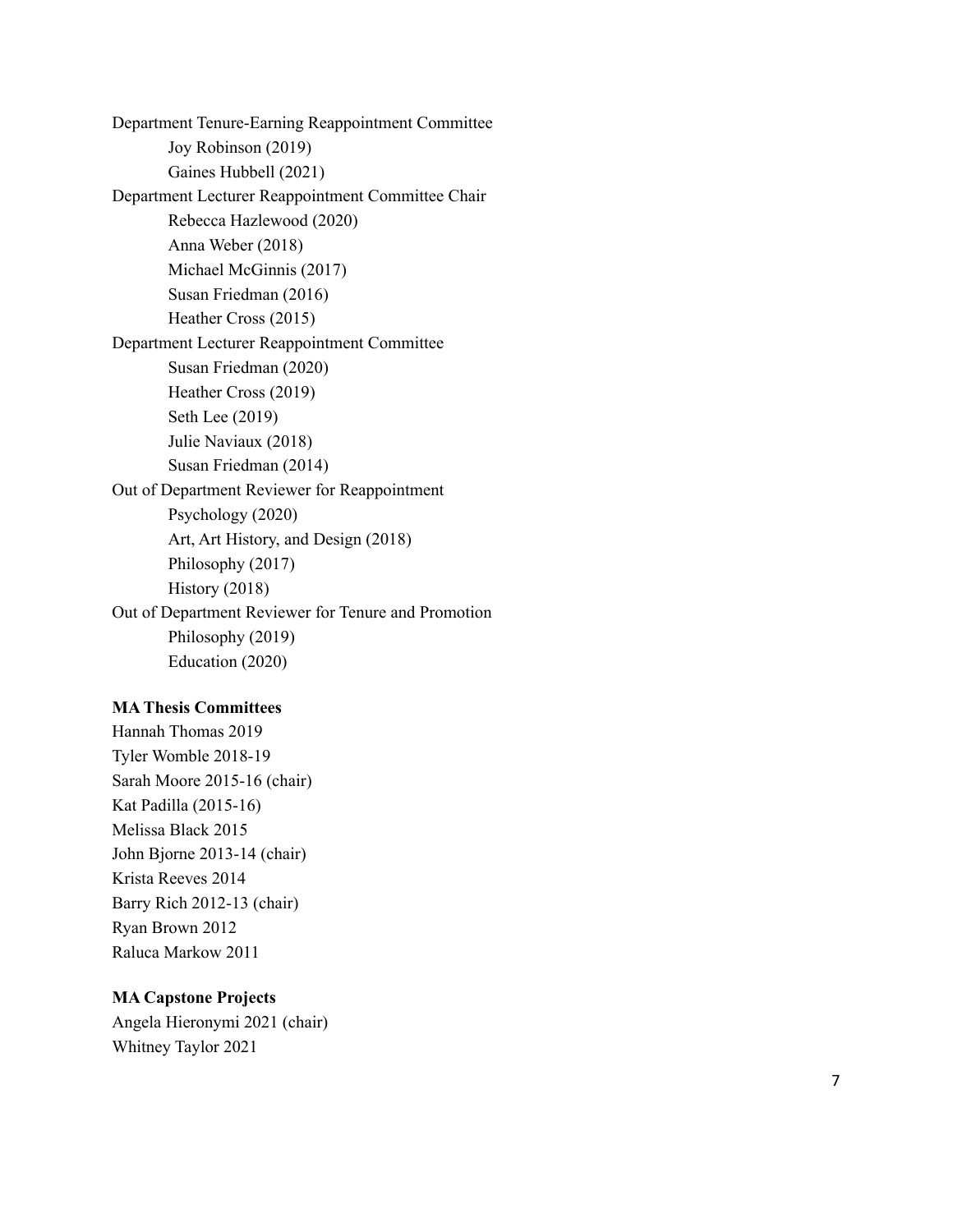Department Tenure-Earning Reappointment Committee

- Joy Robinson (2019)
- Gaines Hubbell (2021)

Department Lecturer Reappointment Committee Chair

- Rebecca Hazlewood (2020)
- Anna Weber (2018)
- Michael McGinnis (2017)
- Susan Friedman (2016)
- Heather Cross (2015)

Department Lecturer Reappointment Committee

- Susan Friedman (2020)
- Heather Cross (2019)
- Seth Lee (2019)
- Julie Naviaux (2018)
- Susan Friedman (2014)

Out of Department Reviewer for Reappointment

- Psychology (2020)
- Art, Art History, and Design (2018)
- Philosophy (2017)
- History (2018)

Out of Department Reviewer for Tenure and Promotion

- Philosophy (2019)
- Education (2020)

**MA Thesis Committees**

Hannah Thomas 2019
Tyler Womble 2018-19
Sarah Moore 2015-16 (chair)
Kat Padilla (2015-16)
Melissa Black 2015
John Bjorne 2013-14 (chair)
Krista Reeves 2014
Barry Rich 2012-13 (chair)
Ryan Brown 2012
Raluca Markow 2011

**MA Capstone Projects**

Angela Hieronymi 2021 (chair)
Whitney Taylor 2021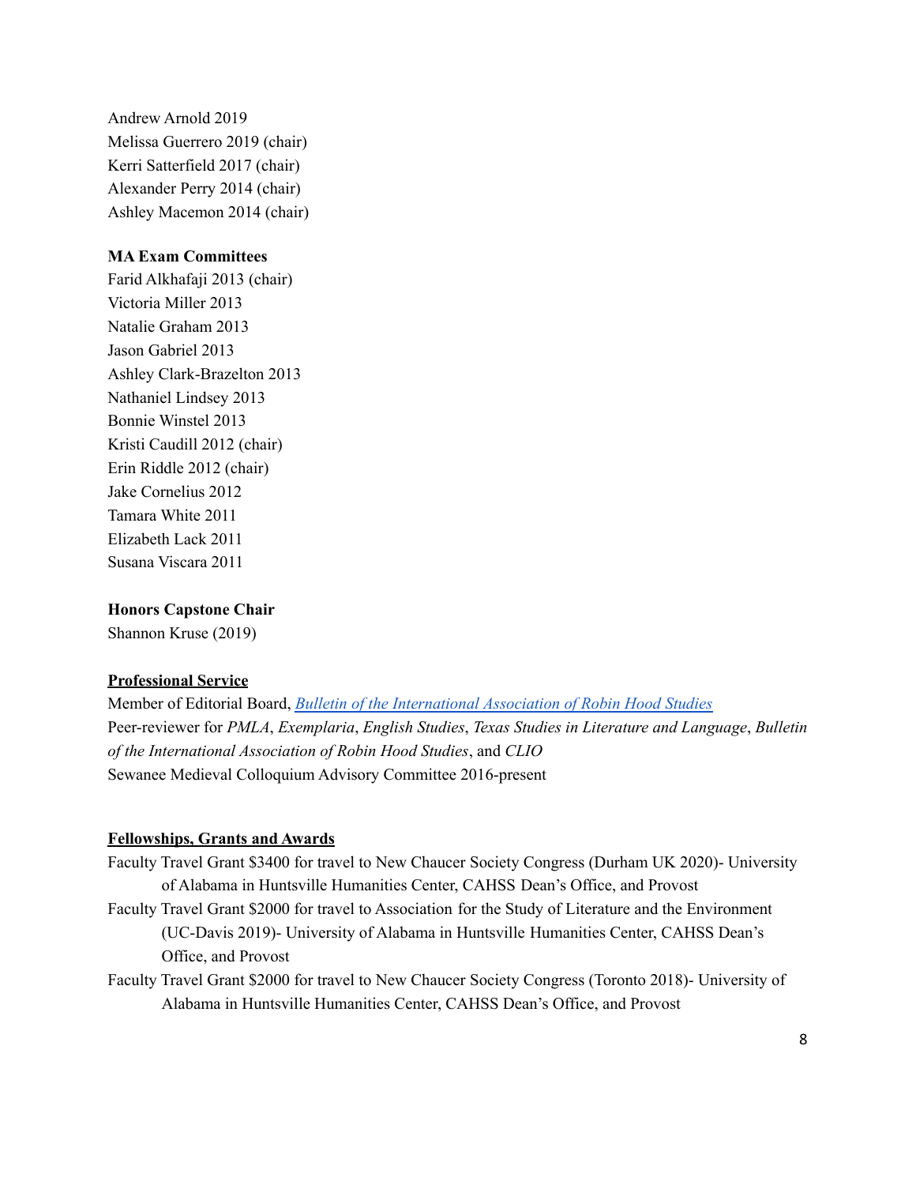Andrew Arnold 2019
Melissa Guerrero 2019 (chair)
Kerri Satterfield 2017 (chair)
Alexander Perry 2014 (chair)
Ashley Macemon 2014 (chair)

**MA Exam Committees**
Farid Alkhafaji 2013 (chair)
Victoria Miller 2013
Natalie Graham 2013
Jason Gabriel 2013
Ashley Clark-Brazelton 2013
Nathaniel Lindsey 2013
Bonnie Winstel 2013
Kristi Caudill 2012 (chair)
Erin Riddle 2012 (chair)
Jake Cornelius 2012
Tamara White 2011
Elizabeth Lack 2011
Susana Viscara 2011

**Honors Capstone Chair**
Shannon Kruse (2019)

**Professional Service**
Member of Editorial Board, *Bulletin of the International Association of Robin Hood Studies*
Peer-reviewer for *PMLA*, *Exemplaria*, *English Studies*, *Texas Studies in Literature and Language*, *Bulletin of the International Association of Robin Hood Studies*, and *CLIO*
Sewanee Medieval Colloquium Advisory Committee 2016-present

**Fellowships, Grants and Awards**
Faculty Travel Grant $3400 for travel to New Chaucer Society Congress (Durham UK 2020)- University of Alabama in Huntsville Humanities Center, CAHSS Dean's Office, and Provost
Faculty Travel Grant $2000 for travel to Association for the Study of Literature and the Environment (UC-Davis 2019)- University of Alabama in Huntsville Humanities Center, CAHSS Dean's Office, and Provost
Faculty Travel Grant $2000 for travel to New Chaucer Society Congress (Toronto 2018)- University of Alabama in Huntsville Humanities Center, CAHSS Dean's Office, and Provost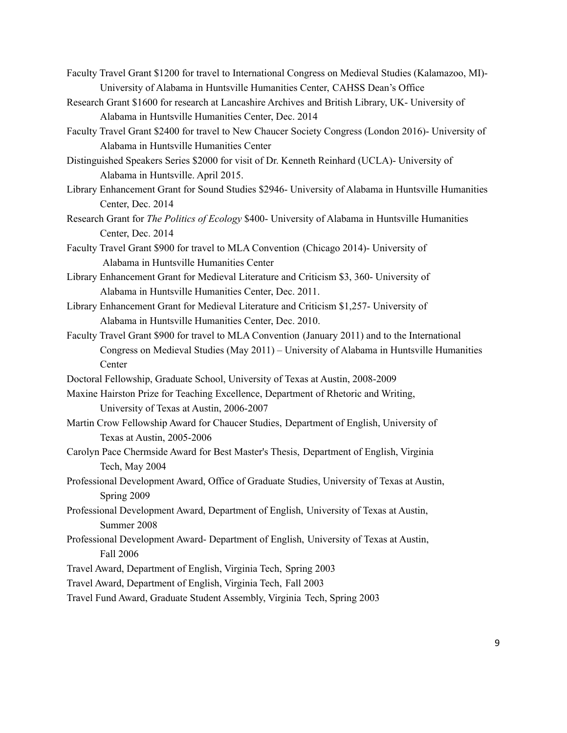Faculty Travel Grant $1200 for travel to International Congress on Medieval Studies (Kalamazoo, MI)- University of Alabama in Huntsville Humanities Center, CAHSS Dean's Office

Research Grant $1600 for research at Lancashire Archives and British Library, UK- University of Alabama in Huntsville Humanities Center, Dec. 2014

Faculty Travel Grant $2400 for travel to New Chaucer Society Congress (London 2016)- University of Alabama in Huntsville Humanities Center

Distinguished Speakers Series $2000 for visit of Dr. Kenneth Reinhard (UCLA)- University of Alabama in Huntsville. April 2015.

Library Enhancement Grant for Sound Studies $2946- University of Alabama in Huntsville Humanities Center, Dec. 2014

Research Grant for *The Politics of Ecology* $400- University of Alabama in Huntsville Humanities Center, Dec. 2014

Faculty Travel Grant $900 for travel to MLA Convention (Chicago 2014)- University of Alabama in Huntsville Humanities Center

Library Enhancement Grant for Medieval Literature and Criticism $3, 360- University of Alabama in Huntsville Humanities Center, Dec. 2011.

Library Enhancement Grant for Medieval Literature and Criticism $1,257- University of Alabama in Huntsville Humanities Center, Dec. 2010.

Faculty Travel Grant $900 for travel to MLA Convention (January 2011) and to the International Congress on Medieval Studies (May 2011) – University of Alabama in Huntsville Humanities Center

Doctoral Fellowship, Graduate School, University of Texas at Austin, 2008-2009

Maxine Hairston Prize for Teaching Excellence, Department of Rhetoric and Writing, University of Texas at Austin, 2006-2007

Martin Crow Fellowship Award for Chaucer Studies, Department of English, University of Texas at Austin, 2005-2006

Carolyn Pace Chermside Award for Best Master's Thesis, Department of English, Virginia Tech, May 2004

Professional Development Award, Office of Graduate Studies, University of Texas at Austin, Spring 2009

Professional Development Award, Department of English, University of Texas at Austin, Summer 2008

Professional Development Award- Department of English, University of Texas at Austin, Fall 2006

Travel Award, Department of English, Virginia Tech, Spring 2003

Travel Award, Department of English, Virginia Tech, Fall 2003

Travel Fund Award, Graduate Student Assembly, Virginia Tech, Spring 2003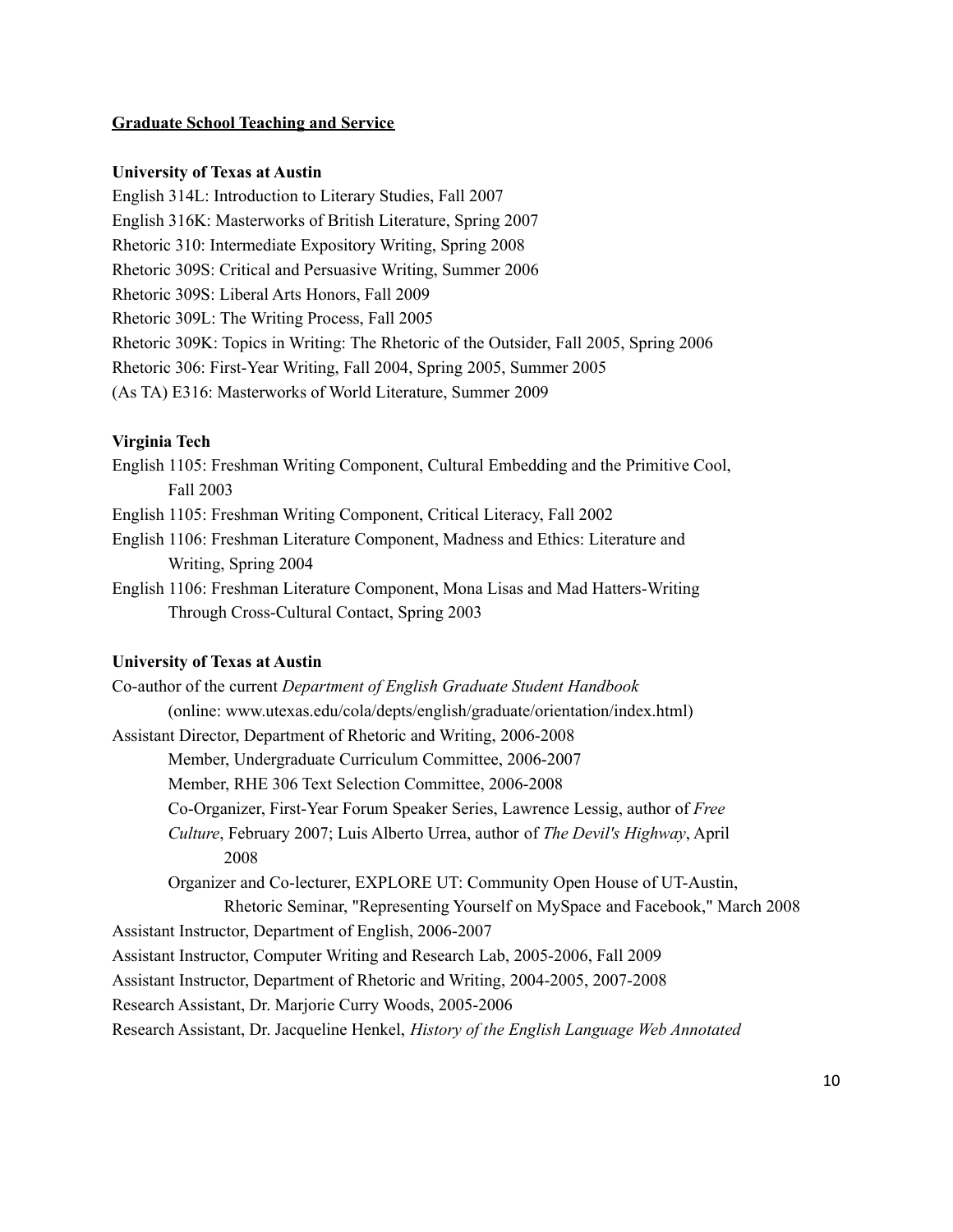**<u>Graduate School Teaching and Service</u>**

**University of Texas at Austin**

English 314L: Introduction to Literary Studies, Fall 2007
English 316K: Masterworks of British Literature, Spring 2007
Rhetoric 310: Intermediate Expository Writing, Spring 2008
Rhetoric 309S: Critical and Persuasive Writing, Summer 2006
Rhetoric 309S: Liberal Arts Honors, Fall 2009
Rhetoric 309L: The Writing Process, Fall 2005
Rhetoric 309K: Topics in Writing: The Rhetoric of the Outsider, Fall 2005, Spring 2006
Rhetoric 306: First-Year Writing, Fall 2004, Spring 2005, Summer 2005
(As TA) E316: Masterworks of World Literature, Summer 2009

**Virginia Tech**

English 1105: Freshman Writing Component, Cultural Embedding and the Primitive Cool, Fall 2003
English 1105: Freshman Writing Component, Critical Literacy, Fall 2002
English 1106: Freshman Literature Component, Madness and Ethics: Literature and Writing, Spring 2004
English 1106: Freshman Literature Component, Mona Lisas and Mad Hatters-Writing Through Cross-Cultural Contact, Spring 2003

**University of Texas at Austin**

Co-author of the current *Department of English Graduate Student Handbook* (online: www.utexas.edu/cola/depts/english/graduate/orientation/index.html)
Assistant Director, Department of Rhetoric and Writing, 2006-2008
- Member, Undergraduate Curriculum Committee, 2006-2007
- Member, RHE 306 Text Selection Committee, 2006-2008
- Co-Organizer, First-Year Forum Speaker Series, Lawrence Lessig, author of *Free Culture*, February 2007; Luis Alberto Urrea, author of *The Devil's Highway*, April 2008
- Organizer and Co-lecturer, EXPLORE UT: Community Open House of UT-Austin, Rhetoric Seminar, "Representing Yourself on MySpace and Facebook," March 2008

Assistant Instructor, Department of English, 2006-2007
Assistant Instructor, Computer Writing and Research Lab, 2005-2006, Fall 2009
Assistant Instructor, Department of Rhetoric and Writing, 2004-2005, 2007-2008
Research Assistant, Dr. Marjorie Curry Woods, 2005-2006
Research Assistant, Dr. Jacqueline Henkel, *History of the English Language Web Annotated*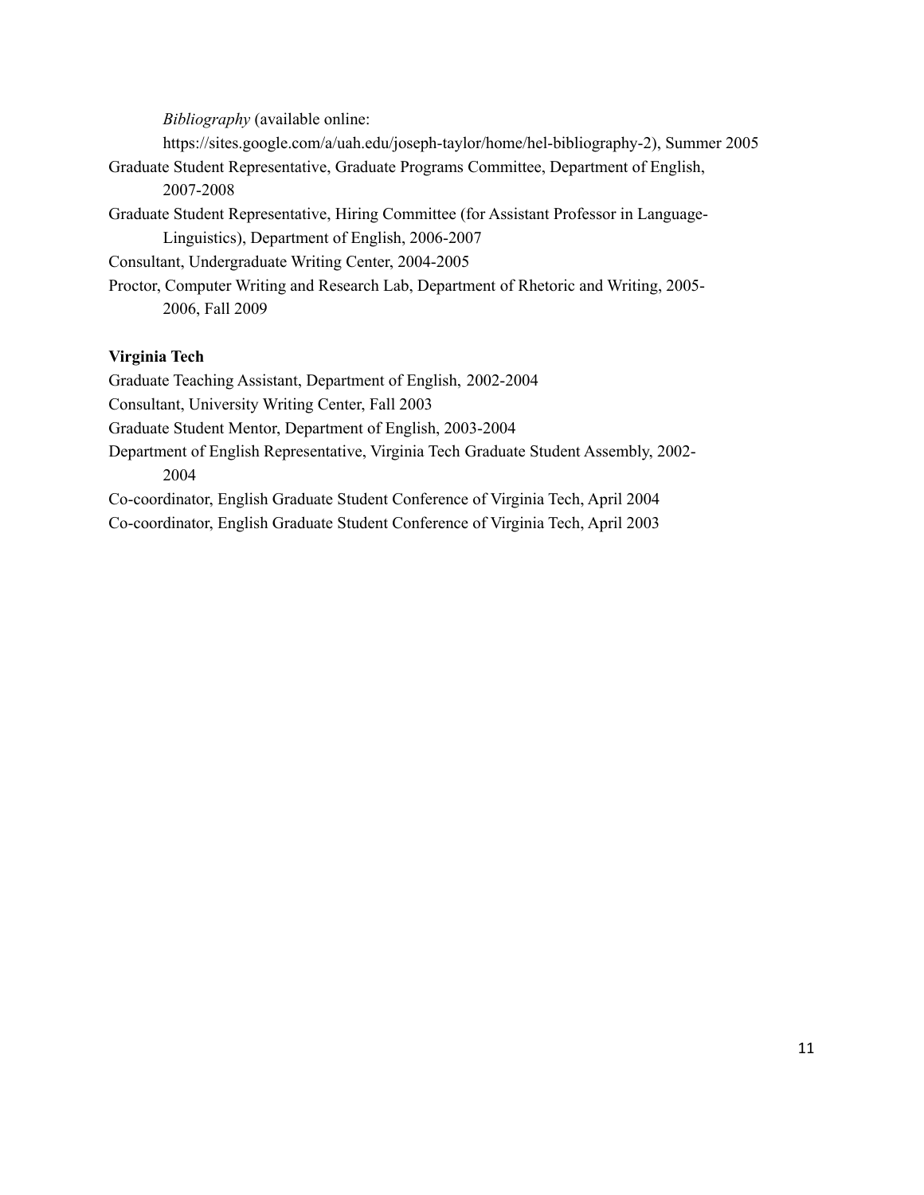*Bibliography* (available online: https://sites.google.com/a/uah.edu/joseph-taylor/home/hel-bibliography-2), Summer 2005

Graduate Student Representative, Graduate Programs Committee, Department of English, 2007-2008

Graduate Student Representative, Hiring Committee (for Assistant Professor in Language-Linguistics), Department of English, 2006-2007

Consultant, Undergraduate Writing Center, 2004-2005

Proctor, Computer Writing and Research Lab, Department of Rhetoric and Writing, 2005-2006, Fall 2009

**Virginia Tech**

Graduate Teaching Assistant, Department of English, 2002-2004

Consultant, University Writing Center, Fall 2003

Graduate Student Mentor, Department of English, 2003-2004

Department of English Representative, Virginia Tech Graduate Student Assembly, 2002-2004

Co-coordinator, English Graduate Student Conference of Virginia Tech, April 2004

Co-coordinator, English Graduate Student Conference of Virginia Tech, April 2003